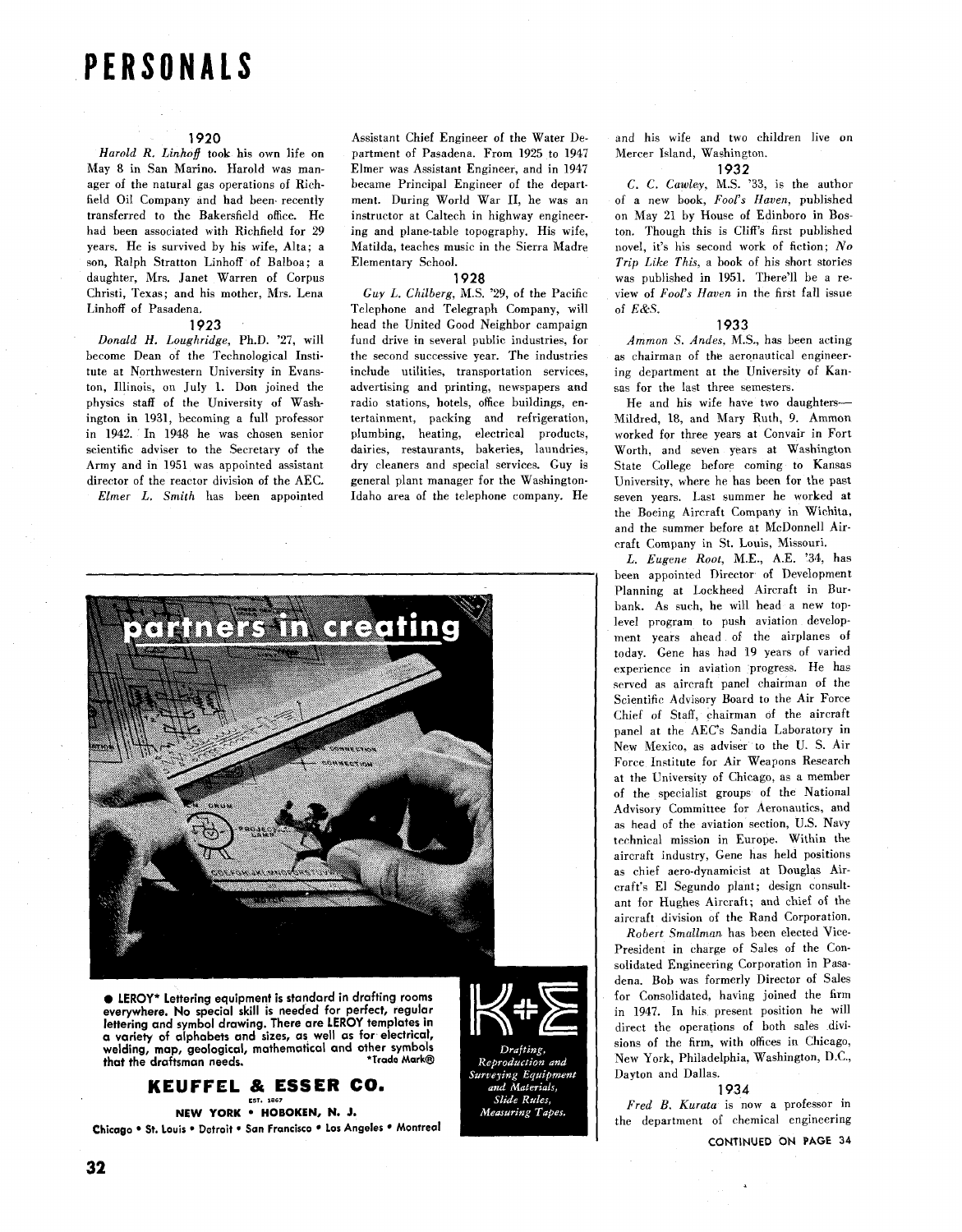# PERSONALS

### 1920

*Harold R. Linhoff* took his own life on May 8 in San Marino. Harold was manager of the natural gas operations of Richfield Oil Company and had been recently transferred to the Bakersfield office. He had been associated with Richfield for 29 years. He is survived by his wife, Alta; a son, Ralph Stratton Linhoff of Balboa; a daughter, Mrs. Janet Warren of Corpus Christi, Texas; and his mother, Mrs. Lena Linhoff of Pasadena.

### 1923

*Donald H. Loughridge*, Ph.D. '27, will become Dean of the Technological Institute at Northwestern University in Evanston, Illinois, on July 1. Don joined the physics staff of the University of Washington in 1931, becoming a full professor in 1942. In 1948 he was chosen senior scientific adviser to the Secretary of the Army and in 1951 was appointed assistant director of the reactor division of the AEC.

*Elmer L. Smith* has been appointed Assistant Chief Engineer of the Water Department of Pasadena. From 1925 to 1947 Elmer was Assistant Engineer, and in 1947 became Principal Engineer of the department. During World War II, he was an instructor at Caltech in highway engineering and plane-table topography. His wife, Matilda, teaches music in the Sierra Madre Elementary School.

### 1928

*Guy L. Chilberg*, M.S. '29, of the Pacific Telephone and Telegraph Company, will head the United Good Neighbor campaign fund drive in several public industries, for the second successive year. The industries include utilities, transportation services, advertising and printing, newspapers and radio stations, hotels, office buildings, entertainment, packing and refrigeration, plumbing, heating, electrical products, dairies, restaurants, bakeries, laundries, dry cleaners and special services. Guy is general plant manager for the Washington-Idaho area of the telephone company. He and his wife and two children live on Mercer Island, Washington.

### 1932

*C. C. Cawley*, M.S. '33, is the author of a new book, *Fool's Haven*, published on May 21 by House of Edinboro in Boston. Though this is Cliff's first published novel, it's his second work of fiction; *No Trip Like This*, a book of his short stories was published in 1951. There'll be a review of *Fool's Haven* in the first fall issue of *E&S*.

### 1933

*Ammon S. Andes*, M.S., has been acting as chairman of the aeronautical engineering department at the University of Kansas for the last three semesters.

He and his wife have two daughters—Mildred, 18, and Mary Ruth, 9. Ammon worked for three years at Convair in Fort Worth, and seven years at Washington State College before coming to Kansas University, where he has been for the past seven years. Last summer he worked at the Boeing Aircraft Company in Wichita, and the summer before at McDonnell Aircraft Company in St. Louis, Missouri.

*L. Eugene Root*, M.E., A.E. '34, has been appointed Director of Development Planning at Lockheed Aircraft in Burbank. As such, he will head a new top-level program to push aviation development years ahead of the airplanes of today. Gene has had 19 years of varied experience in aviation progress. He has served as aircraft panel chairman of the Scientific Advisory Board to the Air Force Chief of Staff, chairman of the aircraft panel at the AEC's Sandia Laboratory in New Mexico, as adviser to the U. S. Air Force Institute for Air Weapons Research at the University of Chicago, as a member of the specialist groups of the National Advisory Committee for Aeronautics, and as head of the aviation section, U.S. Navy technical mission in Europe. Within the aircraft industry, Gene has held positions as chief aero-dynamicist at Douglas Aircraft's El Segundo plant; design consultant for Hughes Aircraft; and chief of the aircraft division of the Rand Corporation.

*Robert Smallman* has been elected Vice-President in charge of Sales of the Consolidated Engineering Corporation in Pasadena. Bob was formerly Director of Sales for Consolidated, having joined the firm in 1947. In his present position he will direct the operations of both sales divisions of the firm, with offices in Chicago, New York, Philadelphia, Washington, D.C., Dayton and Dallas.

### 1934

*Fred B. Kurata* is now a professor in the department of chemical engineering

CONTINUED ON PAGE 34

---

**partners in creating**

● LEROY* Lettering equipment is standard in drafting rooms everywhere. No special skill is needed for perfect, regular lettering and symbol drawing. There are LEROY templates in a variety of alphabets and sizes, as well as for electrical, welding, map, geological, mathematical and other symbols that the draftsman needs. *Trade Mark®

**KEUFFEL & ESSER CO.**

EST. 1867

**NEW YORK • HOBOKEN, N. J.**

Chicago • St. Louis • Detroit • San Francisco • Los Angeles • Montreal

K+E

*Drafting, Reproduction and Surveying Equipment and Materials, Slide Rules, Measuring Tapes.*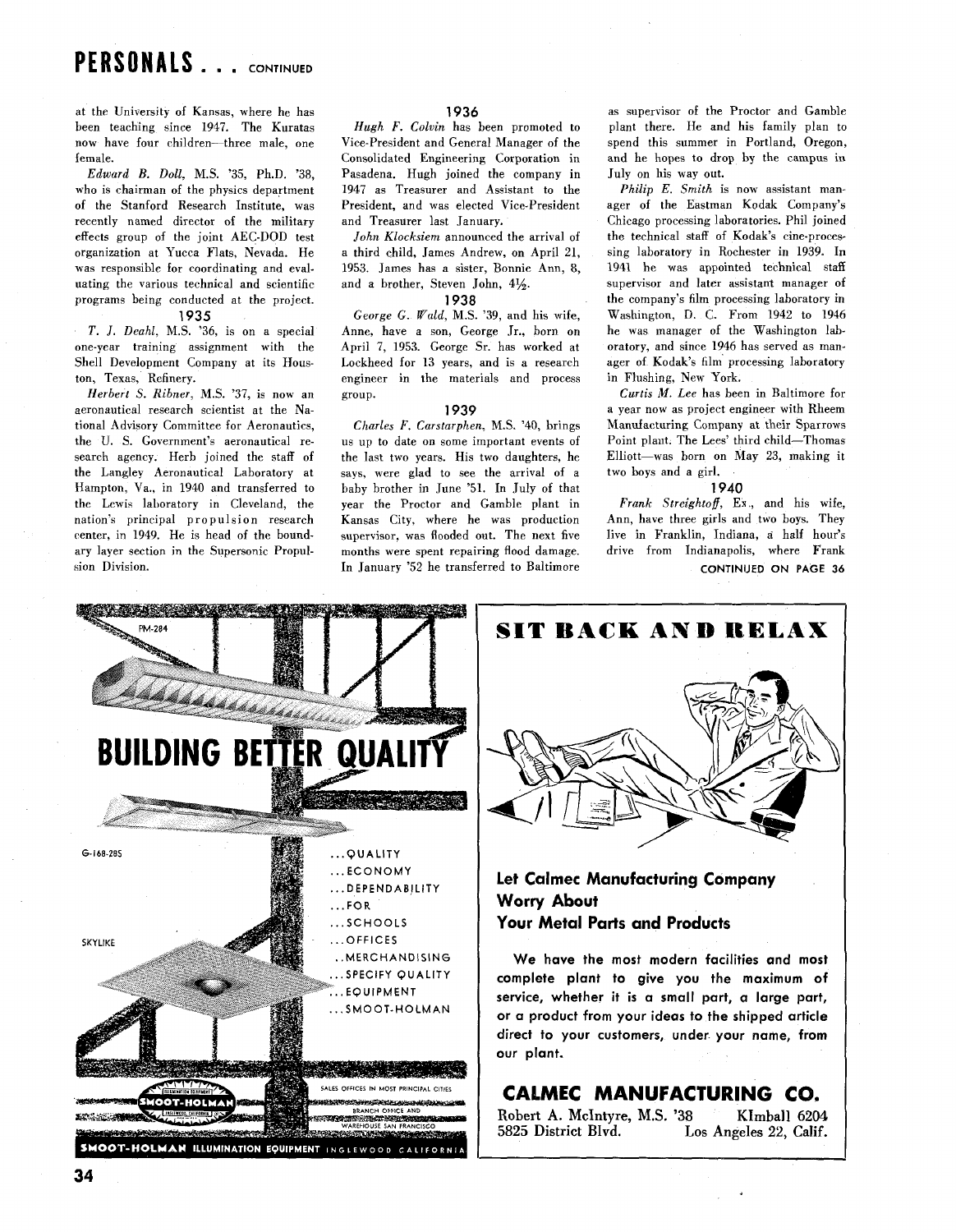# PERSONALS . . . CONTINUED

at the University of Kansas, where he has been teaching since 1947. The Kuratas now have four children—three male, one female.

*Edward B. Doll*, M.S. '35, Ph.D. '38, who is chairman of the physics department of the Stanford Research Institute, was recently named director of the military effects group of the joint AEC-DOD test organization at Yucca Flats, Nevada. He was responsible for coordinating and evaluating the various technical and scientific programs being conducted at the project.

### 1935

*T. J. Deahl*, M.S. '36, is on a special one-year training assignment with the Shell Development Company at its Houston, Texas, Refinery.

*Herbert S. Ribner*, M.S. '37, is now an aeronautical research scientist at the National Advisory Committee for Aeronautics, the U. S. Government's aeronautical research agency. Herb joined the staff of the Langley Aeronautical Laboratory at Hampton, Va., in 1940 and transferred to the Lewis laboratory in Cleveland, the nation's principal propulsion research center, in 1949. He is head of the boundary layer section in the Supersonic Propulsion Division.

### 1936

*Hugh F. Colvin* has been promoted to Vice-President and General Manager of the Consolidated Engineering Corporation in Pasadena. Hugh joined the company in 1947 as Treasurer and Assistant to the President, and was elected Vice-President and Treasurer last January.

*John Klocksiem* announced the arrival of a third child, James Andrew, on April 21, 1953. James has a sister, Bonnie Ann, 8, and a brother, Steven John, 4½.

### 1938

*George G. Wald*, M.S. '39, and his wife, Anne, have a son, George Jr., born on April 7, 1953. George Sr. has worked at Lockheed for 13 years, and is a research engineer in the materials and process group.

### 1939

*Charles F. Carstarphen*, M.S. '40, brings us up to date on some important events of the last two years. His two daughters, he says, were glad to see the arrival of a baby brother in June '51. In July of that year the Proctor and Gamble plant in Kansas City, where he was production supervisor, was flooded out. The next five months were spent repairing flood damage. In January '52 he transferred to Baltimore as supervisor of the Proctor and Gamble plant there. He and his family plan to spend this summer in Portland, Oregon, and he hopes to drop by the campus in July on his way out.

*Philip E. Smith* is now assistant manager of the Eastman Kodak Company's Chicago processing laboratories. Phil joined the technical staff of Kodak's cine-processing laboratory in Rochester in 1939. In 1941 he was appointed technical staff supervisor and later assistant manager of the company's film processing laboratory in Washington, D. C. From 1942 to 1946 he was manager of the Washington laboratory, and since 1946 has served as manager of Kodak's film processing laboratory in Flushing, New York.

*Curtis M. Lee* has been in Baltimore for a year now as project engineer with Rheem Manufacturing Company at their Sparrows Point plant. The Lees' third child—Thomas Elliott—was born on May 23, making it two boys and a girl.

### 1940

*Frank Streightoff*, Ex., and his wife, Ann, have three girls and two boys. They live in Franklin, Indiana, a half hour's drive from Indianapolis, where Frank

CONTINUED ON PAGE 36

---

PM-284

**BUILDING BETTER QUALITY**

G-168-28S

SKYLIKE

...QUALITY
...ECONOMY
...DEPENDABILITY
...FOR
...SCHOOLS
...OFFICES
..MERCHANDISING
...SPECIFY QUALITY
...EQUIPMENT
...SMOOT-HOLMAN

SALES OFFICES IN MOST PRINCIPAL CITIES
BRANCH OFFICE AND WAREHOUSE SAN FRANCISCO

**SMOOT-HOLMAN ILLUMINATION EQUIPMENT** INGLEWOOD CALIFORNIA

---

## SIT BACK AND RELAX

**Let Calmec Manufacturing Company Worry About Your Metal Parts and Products**

We have the most modern facilities and most complete plant to give you the maximum of service, whether it is a small part, a large part, or a product from your ideas to the shipped article direct to your customers, under your name, from our plant.

**CALMEC MANUFACTURING CO.**

Robert A. McIntyre, M.S. '38 — KImball 6204
5825 District Blvd. — Los Angeles 22, Calif.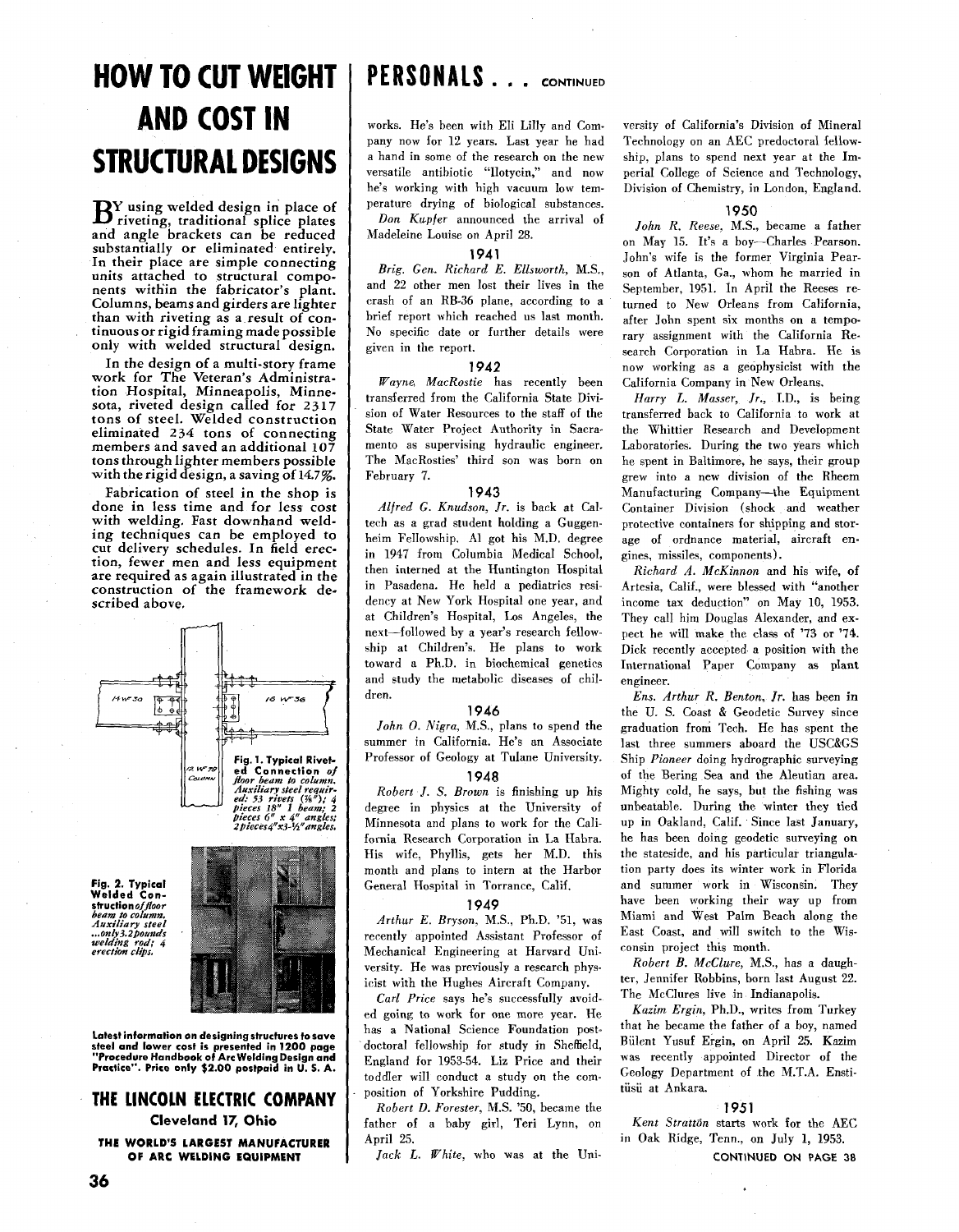# HOW TO CUT WEIGHT AND COST IN STRUCTURAL DESIGNS

By using welded design in place of riveting, traditional splice plates and angle brackets can be reduced substantially or eliminated entirely. In their place are simple connecting units attached to structural components within the fabricator's plant. Columns, beams and girders are lighter than with riveting as a result of continuous or rigid framing made possible only with welded structural design.

In the design of a multi-story frame work for The Veteran's Administration Hospital, Minneapolis, Minnesota, riveted design called for 2317 tons of steel. Welded construction eliminated 234 tons of connecting members and saved an additional 107 tons through lighter members possible with the rigid design, a saving of 14.7%.

Fabrication of steel in the shop is done in less time and for less cost with welding. Fast downhand welding techniques can be employed to cut delivery schedules. In field erection, fewer men and less equipment are required as again illustrated in the construction of the framework described above.

**Fig. 1. Typical Riveted Connection** *of floor beam to column. Auxiliary steel required: 53 rivets (⅞"); 4 pieces 18" I beam; 2 pieces 6" x 4" angles; 2 pieces 4"x3-½" angles.*

**Fig. 2. Typical Welded Construction** *of floor beam to column. Auxiliary steel ...only 3.2 pounds welding rod; 4 erection clips.*

**Latest information on designing structures to save steel and lower cost is presented in 1200 page "Procedure Handbook of Arc Welding Design and Practice". Price only $2.00 postpaid in U. S. A.**

## THE LINCOLN ELECTRIC COMPANY

**Cleveland 17, Ohio**

**THE WORLD'S LARGEST MANUFACTURER OF ARC WELDING EQUIPMENT**

# PERSONALS . . . CONTINUED

works. He's been with Eli Lilly and Company now for 12 years. Last year he had a hand in some of the research on the new versatile antibiotic "Ilotycin," and now he's working with high vacuum low temperature drying of biological substances.

*Don Kupfer* announced the arrival of Madeleine Louise on April 28.

### 1941

*Brig. Gen. Richard E. Ellsworth*, M.S., and 22 other men lost their lives in the crash of an RB-36 plane, according to a brief report which reached us last month. No specific date or further details were given in the report.

### 1942

*Wayne MacRostie* has recently been transferred from the California State Division of Water Resources to the staff of the State Water Project Authority in Sacramento as supervising hydraulic engineer. The MacRosties' third son was born on February 7.

### 1943

*Alfred G. Knudson, Jr.* is back at Caltech as a grad student holding a Guggenheim Fellowship. Al got his M.D. degree in 1947 from Columbia Medical School, then interned at the Huntington Hospital in Pasadena. He held a pediatrics residency at New York Hospital one year, and at Children's Hospital, Los Angeles, the next—followed by a year's research fellowship at Children's. He plans to work toward a Ph.D. in biochemical genetics and study the metabolic diseases of children.

### 1946

*John O. Nigra*, M.S., plans to spend the summer in California. He's an Associate Professor of Geology at Tulane University.

### 1948

*Robert J. S. Brown* is finishing up his degree in physics at the University of Minnesota and plans to work for the California Research Corporation in La Habra. His wife, Phyllis, gets her M.D. this month and plans to intern at the Harbor General Hospital in Torrance, Calif.

### 1949

*Arthur E. Bryson*, M.S., Ph.D. '51, was recently appointed Assistant Professor of Mechanical Engineering at Harvard University. He was previously a research physicist with the Hughes Aircraft Company.

*Carl Price* says he's successfully avoided going to work for one more year. He has a National Science Foundation postdoctoral fellowship for study in Sheffield, England for 1953-54. Liz Price and their toddler will conduct a study on the composition of Yorkshire Pudding.

*Robert D. Forester*, M.S. '50, became the father of a baby girl, Teri Lynn, on April 25.

*Jack L. White*, who was at the University of California's Division of Mineral Technology on an AEC predoctoral fellowship, plans to spend next year at the Imperial College of Science and Technology, Division of Chemistry, in London, England.

### 1950

*John R. Reese*, M.S., became a father on May 15. It's a boy—Charles Pearson. John's wife is the former Virginia Pearson of Atlanta, Ga., whom he married in September, 1951. In April the Reeses returned to New Orleans from California, after John spent six months on a temporary assignment with the California Research Corporation in La Habra. He is now working as a geophysicist with the California Company in New Orleans.

*Harry L. Masser, Jr.*, I.D., is being transferred back to California to work at the Whittier Research and Development Laboratories. During the two years which he spent in Baltimore, he says, their group grew into a new division of the Rheem Manufacturing Company—the Equipment Container Division (shock and weather protective containers for shipping and storage of ordnance material, aircraft engines, missiles, components).

*Richard A. McKinnon* and his wife, of Artesia, Calif., were blessed with "another income tax deduction" on May 10, 1953. They call him Douglas Alexander, and expect he will make the class of '73 or '74. Dick recently accepted a position with the International Paper Company as plant engineer.

*Ens. Arthur R. Benton, Jr.* has been in the U. S. Coast & Geodetic Survey since graduation from Tech. He has spent the last three summers aboard the USC&GS Ship *Pioneer* doing hydrographic surveying of the Bering Sea and the Aleutian area. Mighty cold, he says, but the fishing was unbeatable. During the winter they tied up in Oakland, Calif. Since last January, he has been doing geodetic surveying on the stateside, and his particular triangulation party does its winter work in Florida and summer work in Wisconsin. They have been working their way up from Miami and West Palm Beach along the East Coast, and will switch to the Wisconsin project this month.

*Robert B. McClure*, M.S., has a daughter, Jennifer Robbins, born last August 22. The McClures live in Indianapolis.

*Kazim Ergin*, Ph.D., writes from Turkey that he became the father of a boy, named Bülent Yusuf Ergin, on April 25. Kazim was recently appointed Director of the Geology Department of the M.T.A. Enstitüsü at Ankara.

### 1951

*Kent Strattön* starts work for the AEC in Oak Ridge, Tenn., on July 1, 1953.

CONTINUED ON PAGE 38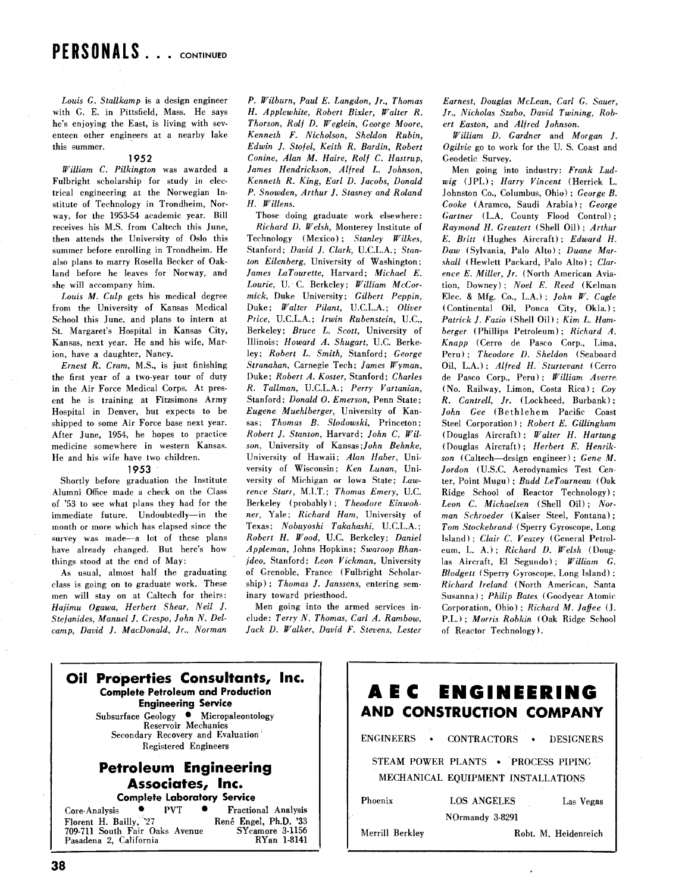## PERSONALS . . . CONTINUED

*Louis G. Stallkamp* is a design engineer with G. E. in Pittsfield, Mass. He says he's enjoying the East, is living with seventeen other engineers at a nearby lake this summer.

### 1952

*William C. Pilkington* was awarded a Fulbright scholarship for study in electrical engineering at the Norwegian Institute of Technology in Trondheim, Norway, for the 1953-54 academic year. Bill receives his M.S. from Caltech this June, then attends the University of Oslo this summer before enrolling in Trondheim. He also plans to marry Rosella Becker of Oakland before he leaves for Norway, and she will accompany him.

*Louis M. Culp* gets his medical degree from the University of Kansas Medical School this June, and plans to intern at St. Margaret's Hospital in Kansas City, Kansas, next year. He and his wife, Marion, have a daughter, Nancy.

*Ernest R. Cram*, M.S., is just finishing the first year of a two-year tour of duty in the Air Force Medical Corps. At present he is training at Fitzsimons Army Hospital in Denver, but expects to be shipped to some Air Force base next year. After June, 1954, he hopes to practice medicine somewhere in western Kansas. He and his wife have two children.

### 1953

Shortly before graduation the Institute Alumni Office made a check on the Class of '53 to see what plans they had for the immediate future. Undoubtedly—in the month or more which has elapsed since the survey was made—a lot of these plans have already changed. But here's how things stood at the end of May:

As usual, almost half the graduating class is going on to graduate work. These men will stay on at Caltech for theirs: *Hajimu Ogawa, Herbert Shear, Neil J. Stefanides, Manuel J. Crespo, John N. Delcamp, David J. MacDonald, Jr., Norman P. Wilburn, Paul E. Langdon, Jr., Thomas H. Applewhite, Robert Bixler, Walter R. Thorson, Rolf D. Weglein, George Moore, Kenneth F. Nicholson, Sheldon Rubin, Edwin J. Stofel, Keith R. Bardin, Robert Conine, Alan M. Haire, Rolf C. Hastrup, James Hendrickson, Alfred L. Johnson, Kenneth R. King, Earl D. Jacobs, Donald P. Snowden, Arthur J. Stasney and Roland H. Willens.*

Those doing graduate work elsewhere: *Richard D. Welsh*, Monterey Institute of Technology (Mexico); *Stanley Wilkes*, Stanford; *David J. Clark*, U.C.L.A.; *Stanton Eilenberg*, University of Washington; *James LaTourette*, Harvard; *Michael E. Lourie*, U. C. Berkeley; *William McCormick*, Duke University; *Gilbert Peppin*, Duke; *Walter Pilant*, U.C.L.A.; *Oliver Price*, U.C.L.A.; *Irwin Rubenstein*, U.C., Berkeley; *Bruce L. Scott*, University of Illinois; *Howard A. Shugart*, U.C. Berkeley; *Robert L. Smith*, Stanford; *George Stranahan*, Carnegie Tech; *James Wyman*, Duke; *Robert A. Koster*, Stanford; *Charles R. Tallman*, U.C.L.A.; *Perry Vartanian*, Stanford; *Donald O. Emerson*, Penn State; *Eugene Muehlberger*, University of Kansas; *Thomas B. Slodowski*, Princeton; *Robert J. Stanton*, Harvard; *John C. Wilson*, University of Kansas;*John Behnke*, University of Hawaii; *Alan Haber*, University of Wisconsin; *Ken Lunan*, University of Michigan or Iowa State; *Lawrence Starr*, M.I.T.; *Thomas Emery*, U.C. Berkeley (probably); *Theodore Einwohner*, Yale; *Richard Ham*, University of Texas; *Nobuyoshi Takahashi*, U.C.L.A.; *Robert H. Wood*, U.C. Berkeley; *Daniel Appleman*, Johns Hopkins; *Swaroop Bhanjdeo*, Stanford; *Leon Vickman*, University of Grenoble, France (Fulbright Scholarship); *Thomas J. Janssens*, entering seminary toward priesthood.

Men going into the armed services include: *Terry N. Thomas, Carl A. Rambow, Jack D. Walker, David F. Stevens, Lester Earnest, Douglas McLean, Carl G. Sauer, Jr., Nicholas Szabo, David Twining, Robert Easton*, and *Alfred Johnson*.

*William D. Gardner* and *Morgan J. Ogilvie* go to work for the U. S. Coast and Geodetic Survey.

Men going into industry: *Frank Ludwig* (JPL); *Harry Vincent* (Herrick L. Johnston Co., Columbus, Ohio); *George B. Cooke* (Aramco, Saudi Arabia); *George Gartner* (L.A. County Flood Control); *Raymond H. Greutert* (Shell Oil); *Arthur E. Britt* (Hughes Aircraft); *Edward H. Daw* (Sylvania, Palo Alto); *Duane Marshall* (Hewlett Packard, Palo Alto); *Clarence E. Miller, Jr.* (North American Aviation, Downey); *Noel E. Reed* (Kelman Elec. & Mfg. Co., L.A.); *John W. Cagle* (Continental Oil, Ponca City, Okla.); *Patrick J. Fazio* (Shell Oil); *Kim L. Hamberger* (Phillips Petroleum); *Richard A. Knapp* (Cerro de Pasco Corp., Lima, Peru); *Theodore D. Sheldon* (Seaboard Oil, L.A.); *Alfred H. Sturtevant* (Cerro de Pasco Corp., Peru); *William Averre* (No. Railway, Limon, Costa Rica); *Coy R. Cantrell, Jr.* (Lockheed, Burbank); *John Gee* (Bethlehem Pacific Coast Steel Corporation); *Robert E. Gillingham* (Douglas Aircraft); *Walter H. Hartung* (Douglas Aircraft); *Herbert E. Henrikson* (Caltech—design engineer); *Gene M. Jordon* (U.S.C. Aerodynamics Test Center, Point Mugu); *Budd LeTourneau* (Oak Ridge School of Reactor Technology); *Leon C. Michaelsen* (Shell Oil); *Norman Schroeder* (Kaiser Steel, Fontana); *Tom Stockebrand* (Sperry Gyroscope, Long Island); *Clair C. Veazey* (General Petroleum, L. A.); *Richard D. Welsh* (Douglas Aircraft, El Segundo); *William G. Blodgett* (Sperry Gyroscope, Long Island); *Richard Ireland* (North American, Santa Susanna); *Philip Bates* (Goodyear Atomic Corporation, Ohio); *Richard M. Jaffee* (J. P.L.); *Morris Robkin* (Oak Ridge School of Reactor Technology).

---

**Oil Properties Consultants, Inc.**

**Complete Petroleum and Production Engineering Service**

Subsurface Geology • Micropaleontology
Reservoir Mechanics
Secondary Recovery and Evaluation
Registered Engineers

**Petroleum Engineering Associates, Inc.**

**Complete Laboratory Service**

Core-Analysis • PVT • Fractional Analysis

Florent H. Bailly, '27 — René Engel, Ph.D. '33
709-711 South Fair Oaks Avenue — SYcamore 3-1156
Pasadena 2, California — RYan 1-8141

---

**AEC ENGINEERING AND CONSTRUCTION COMPANY**

ENGINEERS • CONTRACTORS • DESIGNERS

STEAM POWER PLANTS • PROCESS PIPING
MECHANICAL EQUIPMENT INSTALLATIONS

Phoenix — LOS ANGELES — Las Vegas
NOrmandy 3-8291

Merrill Berkley — Robt. M. Heidenreich